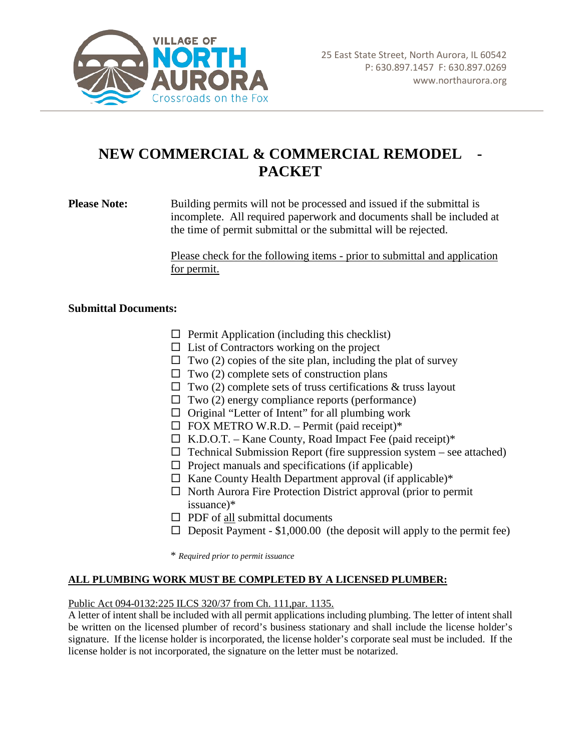VILLAGE OF NORTH AURORA
Crossroads on the Fox

25 East State Street, North Aurora, IL 60542
P: 630.897.1457 F: 630.897.0269
www.northaurora.org

# NEW COMMERCIAL & COMMERCIAL REMODEL - PACKET

**Please Note:** Building permits will not be processed and issued if the submittal is incomplete. All required paperwork and documents shall be included at the time of permit submittal or the submittal will be rejected.

Please check for the following items - prior to submittal and application for permit.

**Submittal Documents:**

- ☐ Permit Application (including this checklist)
- ☐ List of Contractors working on the project
- ☐ Two (2) copies of the site plan, including the plat of survey
- ☐ Two (2) complete sets of construction plans
- ☐ Two (2) complete sets of truss certifications & truss layout
- ☐ Two (2) energy compliance reports (performance)
- ☐ Original "Letter of Intent" for all plumbing work
- ☐ FOX METRO W.R.D. – Permit (paid receipt)*
- ☐ K.D.O.T. – Kane County, Road Impact Fee (paid receipt)*
- ☐ Technical Submission Report (fire suppression system – see attached)
- ☐ Project manuals and specifications (if applicable)
- ☐ Kane County Health Department approval (if applicable)*
- ☐ North Aurora Fire Protection District approval (prior to permit issuance)*
- ☐ PDF of all submittal documents
- ☐ Deposit Payment - $1,000.00 (the deposit will apply to the permit fee)

\* *Required prior to permit issuance*

**ALL PLUMBING WORK MUST BE COMPLETED BY A LICENSED PLUMBER:**

Public Act 094-0132:225 ILCS 320/37 from Ch. 111,par. 1135.

A letter of intent shall be included with all permit applications including plumbing. The letter of intent shall be written on the licensed plumber of record's business stationary and shall include the license holder's signature. If the license holder is incorporated, the license holder's corporate seal must be included. If the license holder is not incorporated, the signature on the letter must be notarized.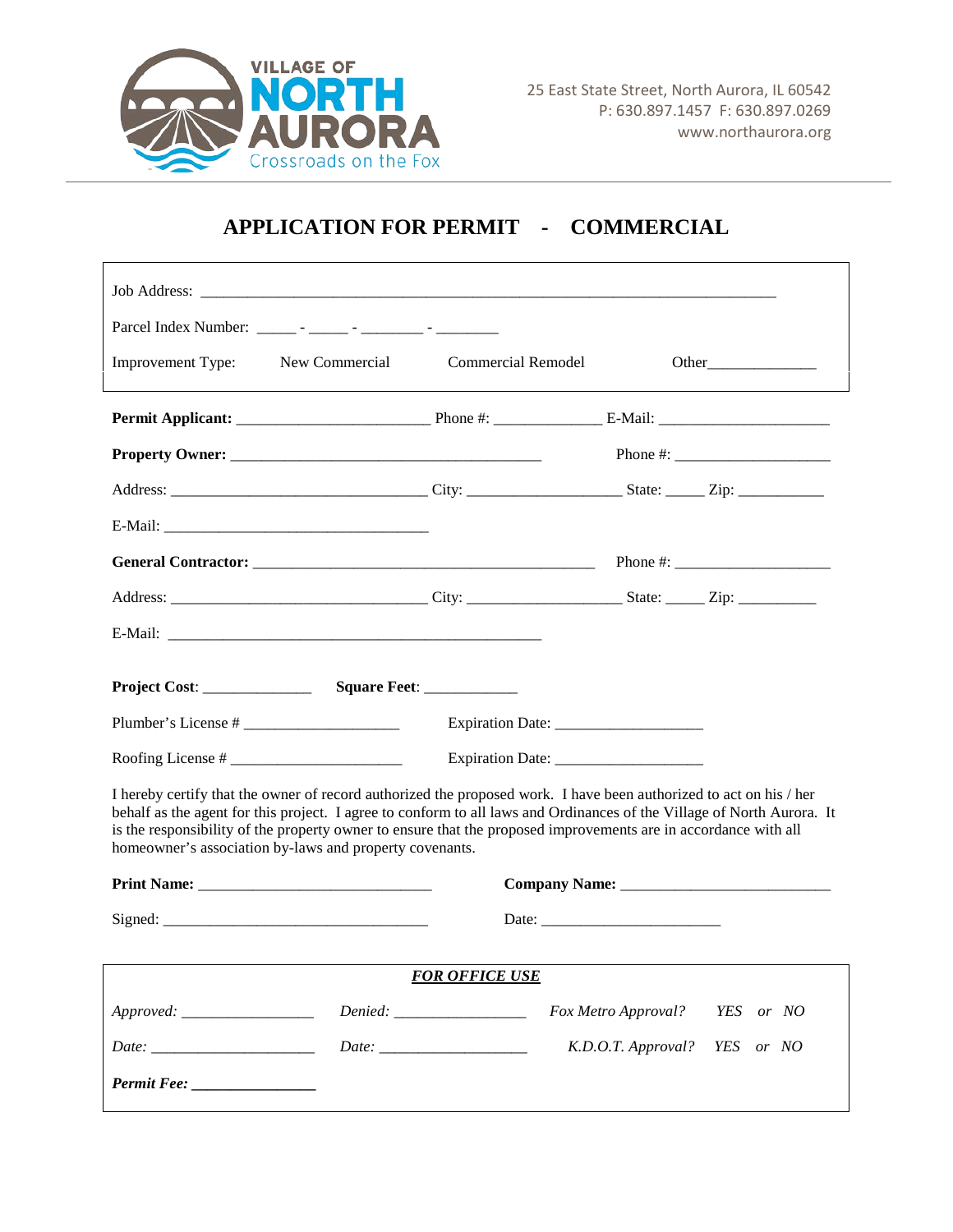VILLAGE OF
NORTH
AURORA
Crossroads on the Fox

25 East State Street, North Aurora, IL 60542
P: 630.897.1457 F: 630.897.0269
www.northaurora.org

# APPLICATION FOR PERMIT - COMMERCIAL

Job Address: ___________________________________________________________________________

Parcel Index Number: _____ - _____ - ________ - ________

Improvement Type: New Commercial Commercial Remodel Other______________

**Permit Applicant:** ________________________ Phone #: _____________ E-Mail: _____________________

**Property Owner:** ________________________________________ Phone #: ____________________

Address: ________________________________ City: ___________________ State: _____ Zip: ___________

E-Mail: __________________________________

**General Contractor:** ___________________________________________ Phone #: ____________________

Address: ________________________________ City: ___________________ State: _____ Zip: __________

E-Mail: ________________________________________________

**Project Cost**: ______________ **Square Feet**: ____________

Plumber's License # ____________________ Expiration Date: ___________________

Roofing License # ______________________ Expiration Date: ___________________

I hereby certify that the owner of record authorized the proposed work. I have been authorized to act on his / her behalf as the agent for this project. I agree to conform to all laws and Ordinances of the Village of North Aurora. It is the responsibility of the property owner to ensure that the proposed improvements are in accordance with all homeowner's association by-laws and property covenants.

**Print Name:** ______________________________ **Company Name:** __________________________

Signed: __________________________________ Date: _______________________

***FOR OFFICE USE***

*Approved:* ________________ *Denied:* ________________ *Fox Metro Approval?* *YES or NO*

*Date:* ____________________ *Date:* ___________________ *K.D.O.T. Approval?* *YES or NO*

***Permit Fee:*** ________________